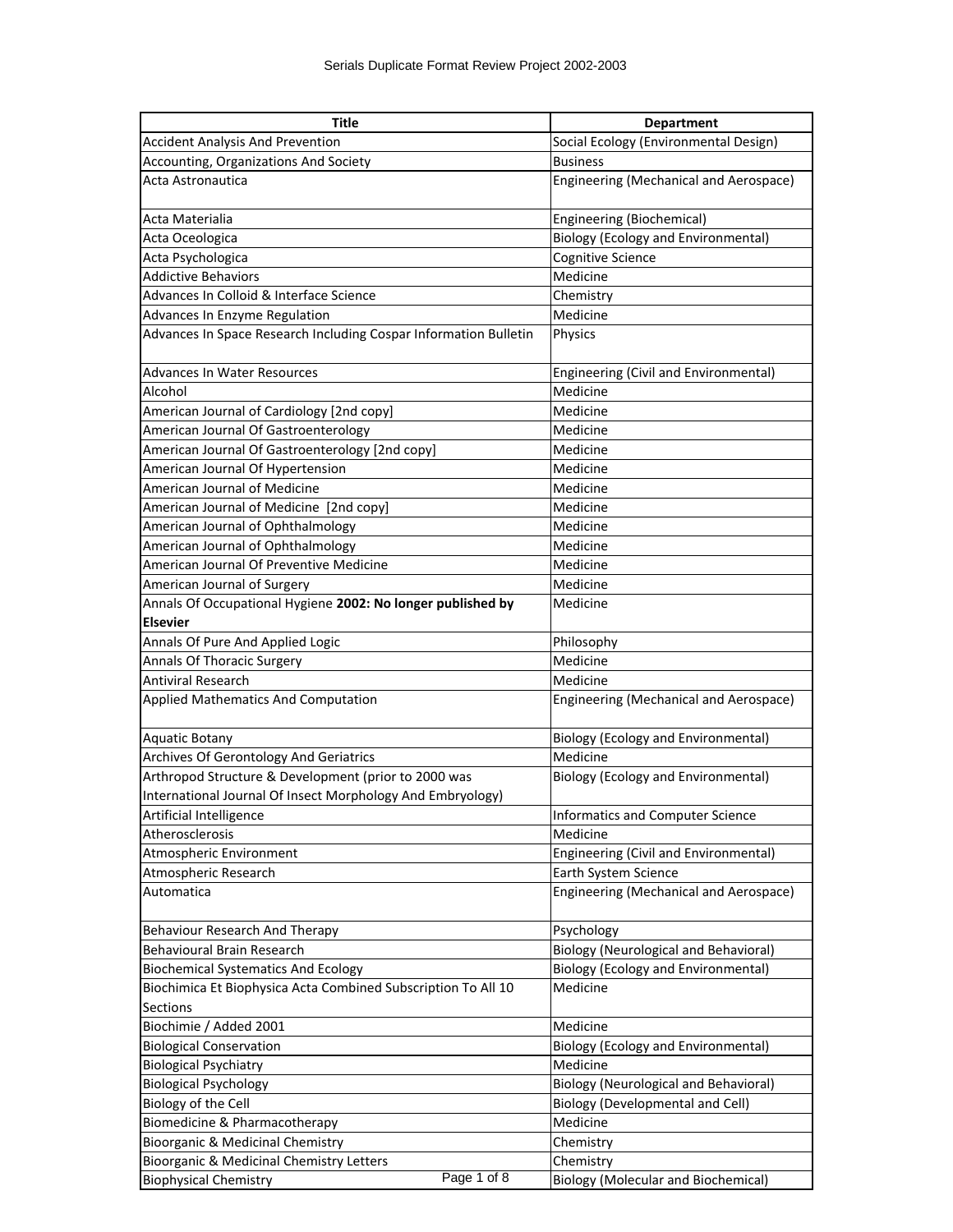# Serials Duplicate Format Review Project 2002-2003

| Title | Department |
|---|---|
| Accident Analysis And Prevention | Social Ecology (Environmental Design) |
| Accounting, Organizations And Society | Business |
| Acta Astronautica | Engineering (Mechanical and Aerospace) |
| Acta Materialia | Engineering (Biochemical) |
| Acta Oceologica | Biology (Ecology and Environmental) |
| Acta Psychologica | Cognitive Science |
| Addictive Behaviors | Medicine |
| Advances In Colloid & Interface Science | Chemistry |
| Advances In Enzyme Regulation | Medicine |
| Advances In Space Research Including Cospar Information Bulletin | Physics |
| Advances In Water Resources | Engineering (Civil and Environmental) |
| Alcohol | Medicine |
| American Journal of Cardiology [2nd copy] | Medicine |
| American Journal Of Gastroenterology | Medicine |
| American Journal Of Gastroenterology [2nd copy] | Medicine |
| American Journal Of Hypertension | Medicine |
| American Journal of Medicine | Medicine |
| American Journal of Medicine [2nd copy] | Medicine |
| American Journal of Ophthalmology | Medicine |
| American Journal of Ophthalmology | Medicine |
| American Journal Of Preventive Medicine | Medicine |
| American Journal of Surgery | Medicine |
| Annals Of Occupational Hygiene **2002: No longer published by Elsevier** | Medicine |
| Annals Of Pure And Applied Logic | Philosophy |
| Annals Of Thoracic Surgery | Medicine |
| Antiviral Research | Medicine |
| Applied Mathematics And Computation | Engineering (Mechanical and Aerospace) |
| Aquatic Botany | Biology (Ecology and Environmental) |
| Archives Of Gerontology And Geriatrics | Medicine |
| Arthropod Structure & Development (prior to 2000 was International Journal Of Insect Morphology And Embryology) | Biology (Ecology and Environmental) |
| Artificial Intelligence | Informatics and Computer Science |
| Atherosclerosis | Medicine |
| Atmospheric Environment | Engineering (Civil and Environmental) |
| Atmospheric Research | Earth System Science |
| Automatica | Engineering (Mechanical and Aerospace) |
| Behaviour Research And Therapy | Psychology |
| Behavioural Brain Research | Biology (Neurological and Behavioral) |
| Biochemical Systematics And Ecology | Biology (Ecology and Environmental) |
| Biochimica Et Biophysica Acta Combined Subscription To All 10 Sections | Medicine |
| Biochimie / Added 2001 | Medicine |
| Biological Conservation | Biology (Ecology and Environmental) |
| Biological Psychiatry | Medicine |
| Biological Psychology | Biology (Neurological and Behavioral) |
| Biology of the Cell | Biology (Developmental and Cell) |
| Biomedicine & Pharmacotherapy | Medicine |
| Bioorganic & Medicinal Chemistry | Chemistry |
| Bioorganic & Medicinal Chemistry Letters | Chemistry |
| Biophysical Chemistry | Biology (Molecular and Biochemical) |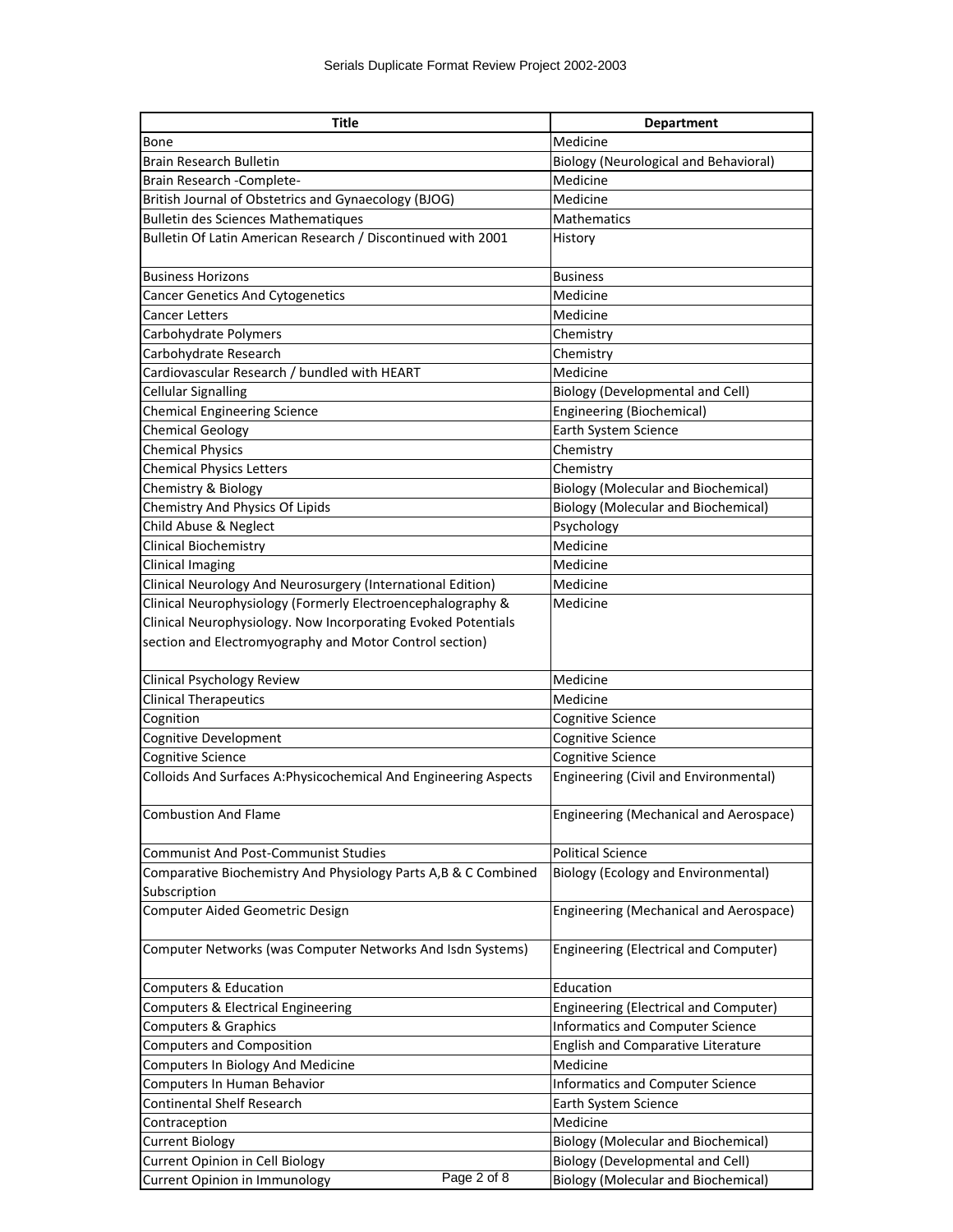| Title | Department |
| --- | --- |
| Bone | Medicine |
| Brain Research Bulletin | Biology (Neurological and Behavioral) |
| Brain Research -Complete- | Medicine |
| British Journal of Obstetrics and Gynaecology (BJOG) | Medicine |
| Bulletin des Sciences Mathematiques | Mathematics |
| Bulletin Of Latin American Research / Discontinued with 2001 | History |
| Business Horizons | Business |
| Cancer Genetics And Cytogenetics | Medicine |
| Cancer Letters | Medicine |
| Carbohydrate Polymers | Chemistry |
| Carbohydrate Research | Chemistry |
| Cardiovascular Research / bundled with HEART | Medicine |
| Cellular Signalling | Biology (Developmental and Cell) |
| Chemical Engineering Science | Engineering (Biochemical) |
| Chemical Geology | Earth System Science |
| Chemical Physics | Chemistry |
| Chemical Physics Letters | Chemistry |
| Chemistry & Biology | Biology (Molecular and Biochemical) |
| Chemistry And Physics Of Lipids | Biology (Molecular and Biochemical) |
| Child Abuse & Neglect | Psychology |
| Clinical Biochemistry | Medicine |
| Clinical Imaging | Medicine |
| Clinical Neurology And Neurosurgery (International Edition) | Medicine |
| Clinical Neurophysiology (Formerly Electroencephalography & Clinical Neurophysiology. Now Incorporating Evoked Potentials section and Electromyography and Motor Control section) | Medicine |
| Clinical Psychology Review | Medicine |
| Clinical Therapeutics | Medicine |
| Cognition | Cognitive Science |
| Cognitive Development | Cognitive Science |
| Cognitive Science | Cognitive Science |
| Colloids And Surfaces A:Physicochemical And Engineering Aspects | Engineering (Civil and Environmental) |
| Combustion And Flame | Engineering (Mechanical and Aerospace) |
| Communist And Post-Communist Studies | Political Science |
| Comparative Biochemistry And Physiology Parts A,B & C Combined Subscription | Biology (Ecology and Environmental) |
| Computer Aided Geometric Design | Engineering (Mechanical and Aerospace) |
| Computer Networks (was Computer Networks And Isdn Systems) | Engineering (Electrical and Computer) |
| Computers & Education | Education |
| Computers & Electrical Engineering | Engineering (Electrical and Computer) |
| Computers & Graphics | Informatics and Computer Science |
| Computers and Composition | English and Comparative Literature |
| Computers In Biology And Medicine | Medicine |
| Computers In Human Behavior | Informatics and Computer Science |
| Continental Shelf Research | Earth System Science |
| Contraception | Medicine |
| Current Biology | Biology (Molecular and Biochemical) |
| Current Opinion in Cell Biology | Biology (Developmental and Cell) |
| Current Opinion in Immunology | Biology (Molecular and Biochemical) |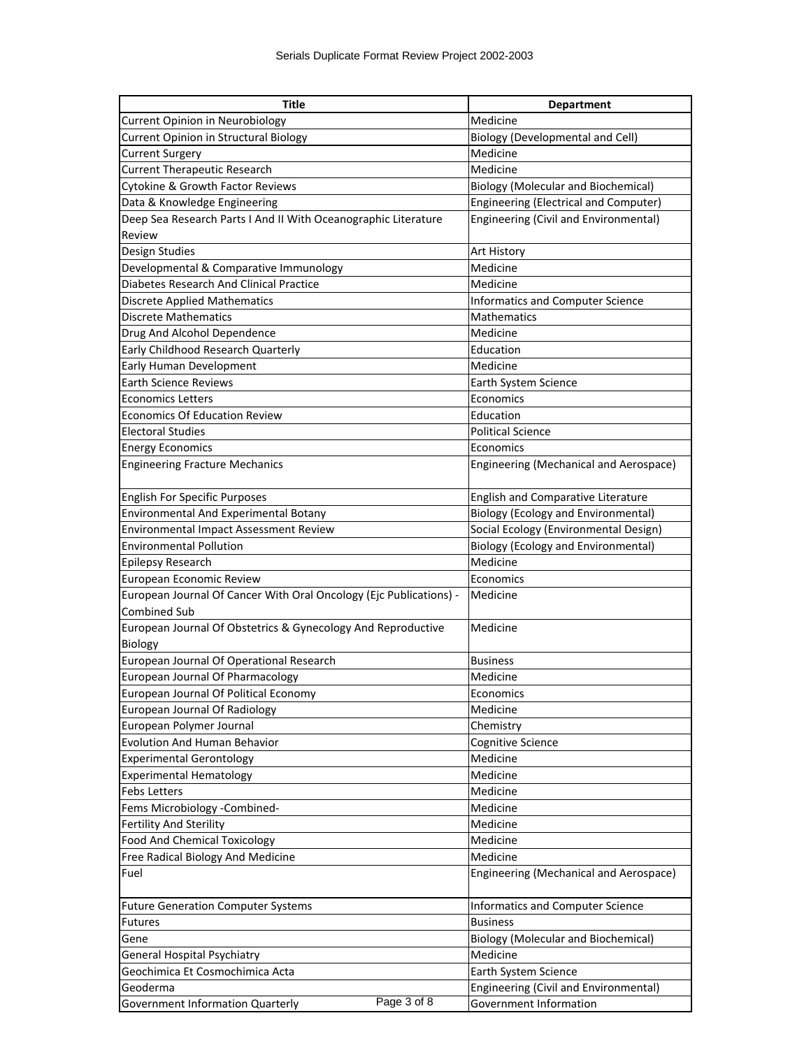| Title | Department |
|---|---|
| Current Opinion in Neurobiology | Medicine |
| Current Opinion in Structural Biology | Biology (Developmental and Cell) |
| Current Surgery | Medicine |
| Current Therapeutic Research | Medicine |
| Cytokine & Growth Factor Reviews | Biology (Molecular and Biochemical) |
| Data & Knowledge Engineering | Engineering (Electrical and Computer) |
| Deep Sea Research Parts I And II With Oceanographic Literature Review | Engineering (Civil and Environmental) |
| Design Studies | Art History |
| Developmental & Comparative Immunology | Medicine |
| Diabetes Research And Clinical Practice | Medicine |
| Discrete Applied Mathematics | Informatics and Computer Science |
| Discrete Mathematics | Mathematics |
| Drug And Alcohol Dependence | Medicine |
| Early Childhood Research Quarterly | Education |
| Early Human Development | Medicine |
| Earth Science Reviews | Earth System Science |
| Economics Letters | Economics |
| Economics Of Education Review | Education |
| Electoral Studies | Political Science |
| Energy Economics | Economics |
| Engineering Fracture Mechanics | Engineering (Mechanical and Aerospace) |
| English For Specific Purposes | English and Comparative Literature |
| Environmental And Experimental Botany | Biology (Ecology and Environmental) |
| Environmental Impact Assessment Review | Social Ecology (Environmental Design) |
| Environmental Pollution | Biology (Ecology and Environmental) |
| Epilepsy Research | Medicine |
| European Economic Review | Economics |
| European Journal Of Cancer With Oral Oncology (Ejc Publications) - Combined Sub | Medicine |
| European Journal Of Obstetrics & Gynecology And Reproductive Biology | Medicine |
| European Journal Of Operational Research | Business |
| European Journal Of Pharmacology | Medicine |
| European Journal Of Political Economy | Economics |
| European Journal Of Radiology | Medicine |
| European Polymer Journal | Chemistry |
| Evolution And Human Behavior | Cognitive Science |
| Experimental Gerontology | Medicine |
| Experimental Hematology | Medicine |
| Febs Letters | Medicine |
| Fems Microbiology -Combined- | Medicine |
| Fertility And Sterility | Medicine |
| Food And Chemical Toxicology | Medicine |
| Free Radical Biology And Medicine | Medicine |
| Fuel | Engineering (Mechanical and Aerospace) |
| Future Generation Computer Systems | Informatics and Computer Science |
| Futures | Business |
| Gene | Biology (Molecular and Biochemical) |
| General Hospital Psychiatry | Medicine |
| Geochimica Et Cosmochimica Acta | Earth System Science |
| Geoderma | Engineering (Civil and Environmental) |
| Government Information Quarterly | Government Information |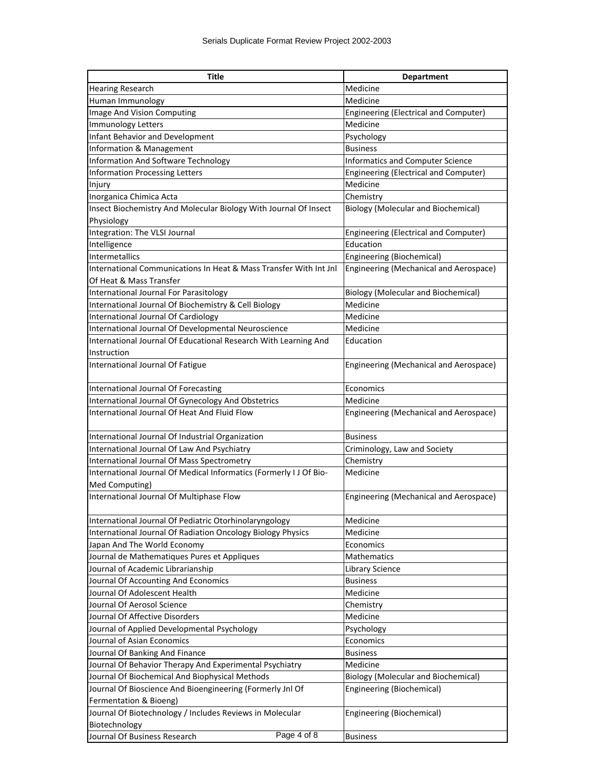| Title | Department |
|---|---|
| Hearing Research | Medicine |
| Human Immunology | Medicine |
| Image And Vision Computing | Engineering (Electrical and Computer) |
| Immunology Letters | Medicine |
| Infant Behavior and Development | Psychology |
| Information & Management | Business |
| Information And Software Technology | Informatics and Computer Science |
| Information Processing Letters | Engineering (Electrical and Computer) |
| Injury | Medicine |
| Inorganica Chimica Acta | Chemistry |
| Insect Biochemistry And Molecular Biology With Journal Of Insect Physiology | Biology (Molecular and Biochemical) |
| Integration: The VLSI Journal | Engineering (Electrical and Computer) |
| Intelligence | Education |
| Intermetallics | Engineering (Biochemical) |
| International Communications In Heat & Mass Transfer With Int Jnl Of Heat & Mass Transfer | Engineering (Mechanical and Aerospace) |
| International Journal For Parasitology | Biology (Molecular and Biochemical) |
| International Journal Of Biochemistry & Cell Biology | Medicine |
| International Journal Of Cardiology | Medicine |
| International Journal Of Developmental Neuroscience | Medicine |
| International Journal Of Educational Research With Learning And Instruction | Education |
| International Journal Of Fatigue | Engineering (Mechanical and Aerospace) |
| International Journal Of Forecasting | Economics |
| International Journal Of Gynecology And Obstetrics | Medicine |
| International Journal Of Heat And Fluid Flow | Engineering (Mechanical and Aerospace) |
| International Journal Of Industrial Organization | Business |
| International Journal Of Law And Psychiatry | Criminology, Law and Society |
| International Journal Of Mass Spectrometry | Chemistry |
| International Journal Of Medical Informatics (Formerly I J Of Bio-Med Computing) | Medicine |
| International Journal Of Multiphase Flow | Engineering (Mechanical and Aerospace) |
| International Journal Of Pediatric Otorhinolaryngology | Medicine |
| International Journal Of Radiation Oncology Biology Physics | Medicine |
| Japan And The World Economy | Economics |
| Journal de Mathematiques Pures et Appliques | Mathematics |
| Journal of Academic Librarianship | Library Science |
| Journal Of Accounting And Economics | Business |
| Journal Of Adolescent Health | Medicine |
| Journal Of Aerosol Science | Chemistry |
| Journal Of Affective Disorders | Medicine |
| Journal of Applied Developmental Psychology | Psychology |
| Journal of Asian Economics | Economics |
| Journal Of Banking And Finance | Business |
| Journal Of Behavior Therapy And Experimental Psychiatry | Medicine |
| Journal Of Biochemical And Biophysical Methods | Biology (Molecular and Biochemical) |
| Journal Of Bioscience And Bioengineering (Formerly Jnl Of Fermentation & Bioeng) | Engineering (Biochemical) |
| Journal Of Biotechnology / Includes Reviews in Molecular Biotechnology | Engineering (Biochemical) |
| Journal Of Business Research | Business |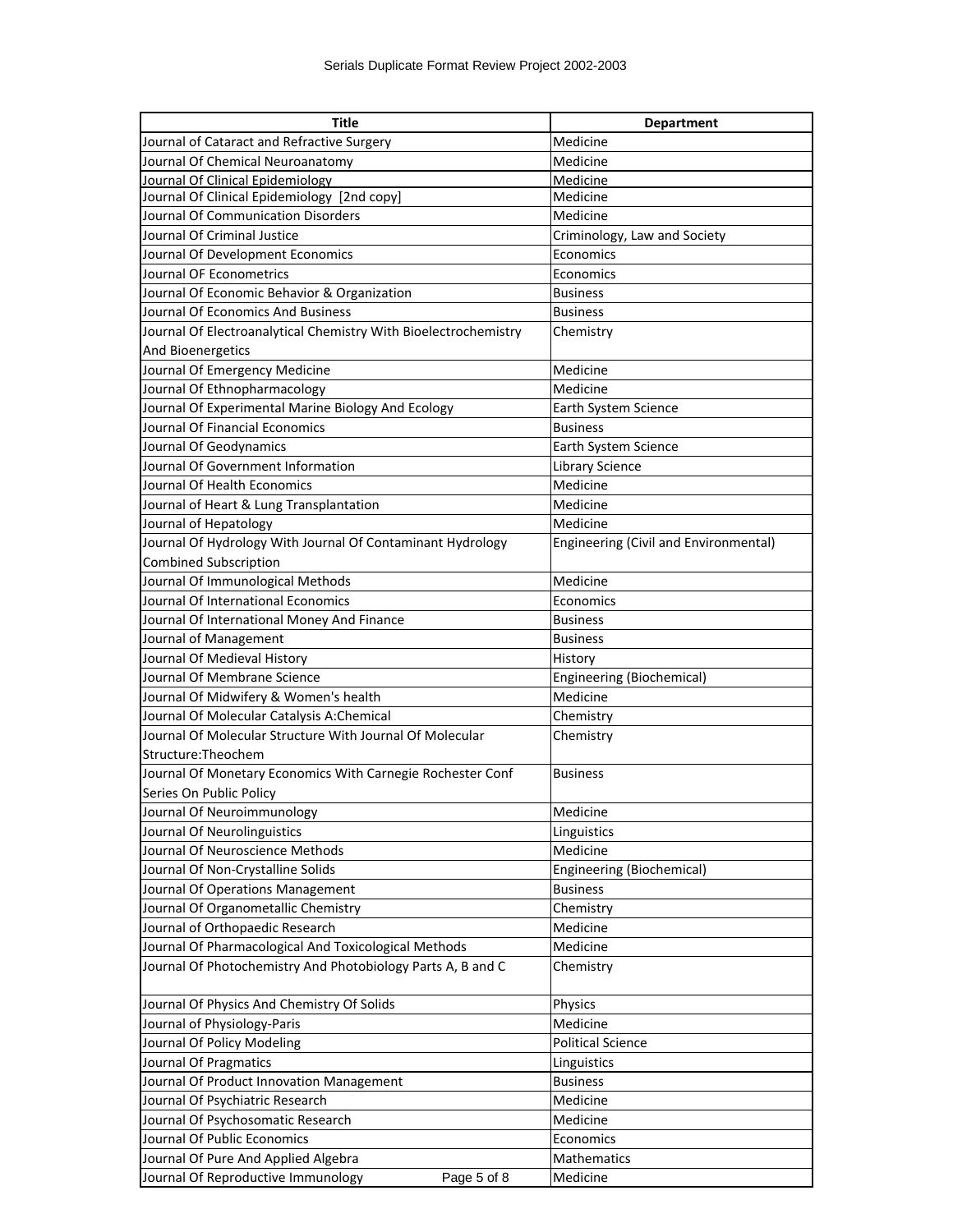| Title | Department |
|---|---|
| Journal of Cataract and Refractive Surgery | Medicine |
| Journal Of Chemical Neuroanatomy | Medicine |
| Journal Of Clinical Epidemiology | Medicine |
| Journal Of Clinical Epidemiology [2nd copy] | Medicine |
| Journal Of Communication Disorders | Medicine |
| Journal Of Criminal Justice | Criminology, Law and Society |
| Journal Of Development Economics | Economics |
| Journal OF Econometrics | Economics |
| Journal Of Economic Behavior & Organization | Business |
| Journal Of Economics And Business | Business |
| Journal Of Electroanalytical Chemistry With Bioelectrochemistry And Bioenergetics | Chemistry |
| Journal Of Emergency Medicine | Medicine |
| Journal Of Ethnopharmacology | Medicine |
| Journal Of Experimental Marine Biology And Ecology | Earth System Science |
| Journal Of Financial Economics | Business |
| Journal Of Geodynamics | Earth System Science |
| Journal Of Government Information | Library Science |
| Journal Of Health Economics | Medicine |
| Journal of Heart & Lung Transplantation | Medicine |
| Journal of Hepatology | Medicine |
| Journal Of Hydrology With Journal Of Contaminant Hydrology Combined Subscription | Engineering (Civil and Environmental) |
| Journal Of Immunological Methods | Medicine |
| Journal Of International Economics | Economics |
| Journal Of International Money And Finance | Business |
| Journal of Management | Business |
| Journal Of Medieval History | History |
| Journal Of Membrane Science | Engineering (Biochemical) |
| Journal Of Midwifery & Women's health | Medicine |
| Journal Of Molecular Catalysis A:Chemical | Chemistry |
| Journal Of Molecular Structure With Journal Of Molecular Structure:Theochem | Chemistry |
| Journal Of Monetary Economics With Carnegie Rochester Conf Series On Public Policy | Business |
| Journal Of Neuroimmunology | Medicine |
| Journal Of Neurolinguistics | Linguistics |
| Journal Of Neuroscience Methods | Medicine |
| Journal Of Non-Crystalline Solids | Engineering (Biochemical) |
| Journal Of Operations Management | Business |
| Journal Of Organometallic Chemistry | Chemistry |
| Journal of Orthopaedic Research | Medicine |
| Journal Of Pharmacological And Toxicological Methods | Medicine |
| Journal Of Photochemistry And Photobiology Parts A, B and C | Chemistry |
| Journal Of Physics And Chemistry Of Solids | Physics |
| Journal of Physiology-Paris | Medicine |
| Journal Of Policy Modeling | Political Science |
| Journal Of Pragmatics | Linguistics |
| Journal Of Product Innovation Management | Business |
| Journal Of Psychiatric Research | Medicine |
| Journal Of Psychosomatic Research | Medicine |
| Journal Of Public Economics | Economics |
| Journal Of Pure And Applied Algebra | Mathematics |
| Journal Of Reproductive Immunology | Medicine |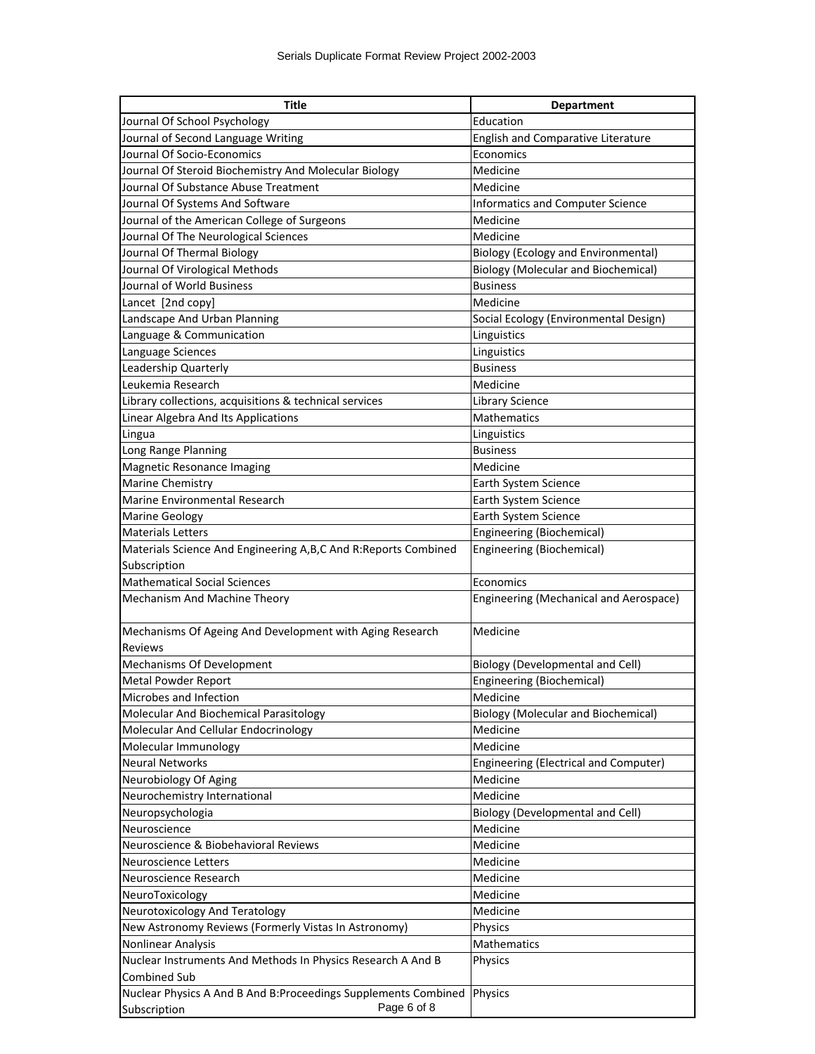| Title | Department |
| --- | --- |
| Journal Of School Psychology | Education |
| Journal of Second Language Writing | English and Comparative Literature |
| Journal Of Socio-Economics | Economics |
| Journal Of Steroid Biochemistry And Molecular Biology | Medicine |
| Journal Of Substance Abuse Treatment | Medicine |
| Journal Of Systems And Software | Informatics and Computer Science |
| Journal of the American College of Surgeons | Medicine |
| Journal Of The Neurological Sciences | Medicine |
| Journal Of Thermal Biology | Biology (Ecology and Environmental) |
| Journal Of Virological Methods | Biology (Molecular and Biochemical) |
| Journal of World Business | Business |
| Lancet [2nd copy] | Medicine |
| Landscape And Urban Planning | Social Ecology (Environmental Design) |
| Language & Communication | Linguistics |
| Language Sciences | Linguistics |
| Leadership Quarterly | Business |
| Leukemia Research | Medicine |
| Library collections, acquisitions & technical services | Library Science |
| Linear Algebra And Its Applications | Mathematics |
| Lingua | Linguistics |
| Long Range Planning | Business |
| Magnetic Resonance Imaging | Medicine |
| Marine Chemistry | Earth System Science |
| Marine Environmental Research | Earth System Science |
| Marine Geology | Earth System Science |
| Materials Letters | Engineering (Biochemical) |
| Materials Science And Engineering A,B,C And R:Reports Combined Subscription | Engineering (Biochemical) |
| Mathematical Social Sciences | Economics |
| Mechanism And Machine Theory | Engineering (Mechanical and Aerospace) |
| Mechanisms Of Ageing And Development with Aging Research Reviews | Medicine |
| Mechanisms Of Development | Biology (Developmental and Cell) |
| Metal Powder Report | Engineering (Biochemical) |
| Microbes and Infection | Medicine |
| Molecular And Biochemical Parasitology | Biology (Molecular and Biochemical) |
| Molecular And Cellular Endocrinology | Medicine |
| Molecular Immunology | Medicine |
| Neural Networks | Engineering (Electrical and Computer) |
| Neurobiology Of Aging | Medicine |
| Neurochemistry International | Medicine |
| Neuropsychologia | Biology (Developmental and Cell) |
| Neuroscience | Medicine |
| Neuroscience & Biobehavioral Reviews | Medicine |
| Neuroscience Letters | Medicine |
| Neuroscience Research | Medicine |
| NeuroToxicology | Medicine |
| Neurotoxicology And Teratology | Medicine |
| New Astronomy Reviews (Formerly Vistas In Astronomy) | Physics |
| Nonlinear Analysis | Mathematics |
| Nuclear Instruments And Methods In Physics Research A And B Combined Sub | Physics |
| Nuclear Physics A And B And B:Proceedings Supplements Combined Subscription | Physics |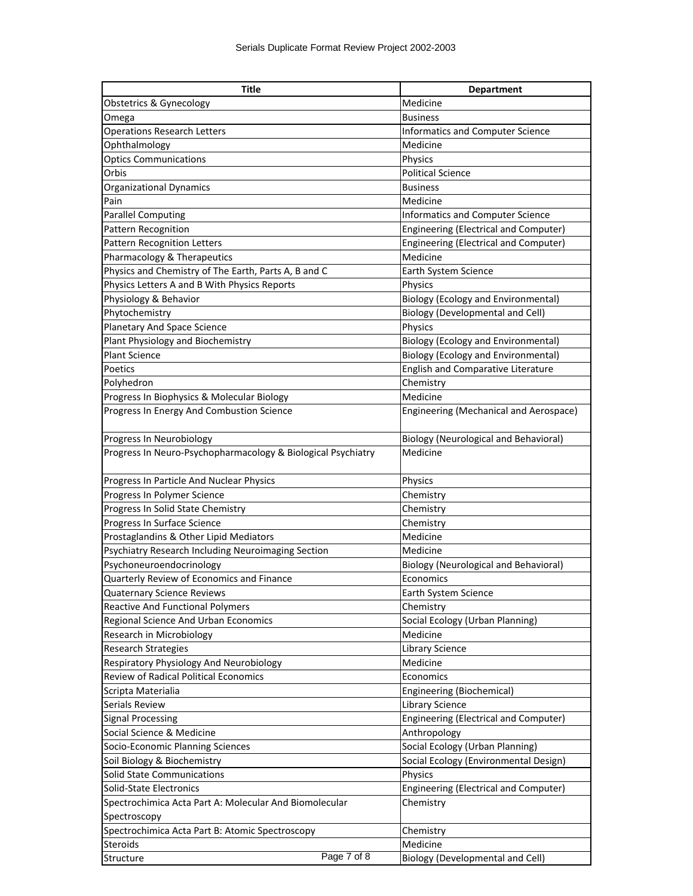| Title | Department |
| --- | --- |
| Obstetrics & Gynecology | Medicine |
| Omega | Business |
| Operations Research Letters | Informatics and Computer Science |
| Ophthalmology | Medicine |
| Optics Communications | Physics |
| Orbis | Political Science |
| Organizational Dynamics | Business |
| Pain | Medicine |
| Parallel Computing | Informatics and Computer Science |
| Pattern Recognition | Engineering (Electrical and Computer) |
| Pattern Recognition Letters | Engineering (Electrical and Computer) |
| Pharmacology & Therapeutics | Medicine |
| Physics and Chemistry of The Earth, Parts A, B and C | Earth System Science |
| Physics Letters A and B With Physics Reports | Physics |
| Physiology & Behavior | Biology (Ecology and Environmental) |
| Phytochemistry | Biology (Developmental and Cell) |
| Planetary And Space Science | Physics |
| Plant Physiology and Biochemistry | Biology (Ecology and Environmental) |
| Plant Science | Biology (Ecology and Environmental) |
| Poetics | English and Comparative Literature |
| Polyhedron | Chemistry |
| Progress In Biophysics & Molecular Biology | Medicine |
| Progress In Energy And Combustion Science | Engineering (Mechanical and Aerospace) |
| Progress In Neurobiology | Biology (Neurological and Behavioral) |
| Progress In Neuro-Psychopharmacology & Biological Psychiatry | Medicine |
| Progress In Particle And Nuclear Physics | Physics |
| Progress In Polymer Science | Chemistry |
| Progress In Solid State Chemistry | Chemistry |
| Progress In Surface Science | Chemistry |
| Prostaglandins & Other Lipid Mediators | Medicine |
| Psychiatry Research Including Neuroimaging Section | Medicine |
| Psychoneuroendocrinology | Biology (Neurological and Behavioral) |
| Quarterly Review of Economics and Finance | Economics |
| Quaternary Science Reviews | Earth System Science |
| Reactive And Functional Polymers | Chemistry |
| Regional Science And Urban Economics | Social Ecology (Urban Planning) |
| Research in Microbiology | Medicine |
| Research Strategies | Library Science |
| Respiratory Physiology And Neurobiology | Medicine |
| Review of Radical Political Economics | Economics |
| Scripta Materialia | Engineering (Biochemical) |
| Serials Review | Library Science |
| Signal Processing | Engineering (Electrical and Computer) |
| Social Science & Medicine | Anthropology |
| Socio-Economic Planning Sciences | Social Ecology (Urban Planning) |
| Soil Biology & Biochemistry | Social Ecology (Environmental Design) |
| Solid State Communications | Physics |
| Solid-State Electronics | Engineering (Electrical and Computer) |
| Spectrochimica Acta Part A: Molecular And Biomolecular Spectroscopy | Chemistry |
| Spectrochimica Acta Part B: Atomic Spectroscopy | Chemistry |
| Steroids | Medicine |
| Structure | Biology (Developmental and Cell) |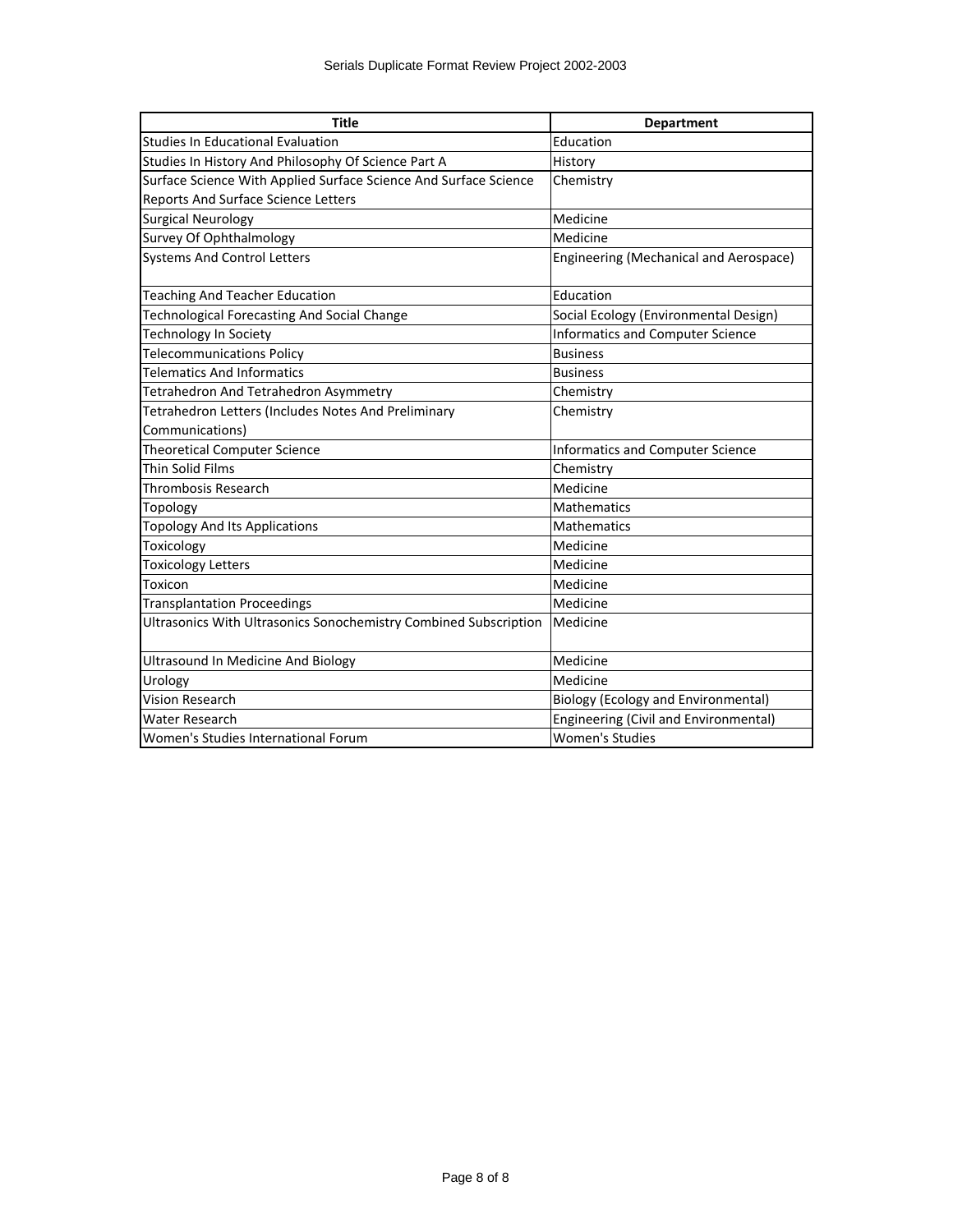| Title | Department |
| --- | --- |
| Studies In Educational Evaluation | Education |
| Studies In History And Philosophy Of Science Part A | History |
| Surface Science With Applied Surface Science And Surface Science Reports And Surface Science Letters | Chemistry |
| Surgical Neurology | Medicine |
| Survey Of Ophthalmology | Medicine |
| Systems And Control Letters | Engineering (Mechanical and Aerospace) |
| Teaching And Teacher Education | Education |
| Technological Forecasting And Social Change | Social Ecology (Environmental Design) |
| Technology In Society | Informatics and Computer Science |
| Telecommunications Policy | Business |
| Telematics And Informatics | Business |
| Tetrahedron And Tetrahedron Asymmetry | Chemistry |
| Tetrahedron Letters (Includes Notes And Preliminary Communications) | Chemistry |
| Theoretical Computer Science | Informatics and Computer Science |
| Thin Solid Films | Chemistry |
| Thrombosis Research | Medicine |
| Topology | Mathematics |
| Topology And Its Applications | Mathematics |
| Toxicology | Medicine |
| Toxicology Letters | Medicine |
| Toxicon | Medicine |
| Transplantation Proceedings | Medicine |
| Ultrasonics With Ultrasonics Sonochemistry Combined Subscription | Medicine |
| Ultrasound In Medicine And Biology | Medicine |
| Urology | Medicine |
| Vision Research | Biology (Ecology and Environmental) |
| Water Research | Engineering (Civil and Environmental) |
| Women's Studies International Forum | Women's Studies |